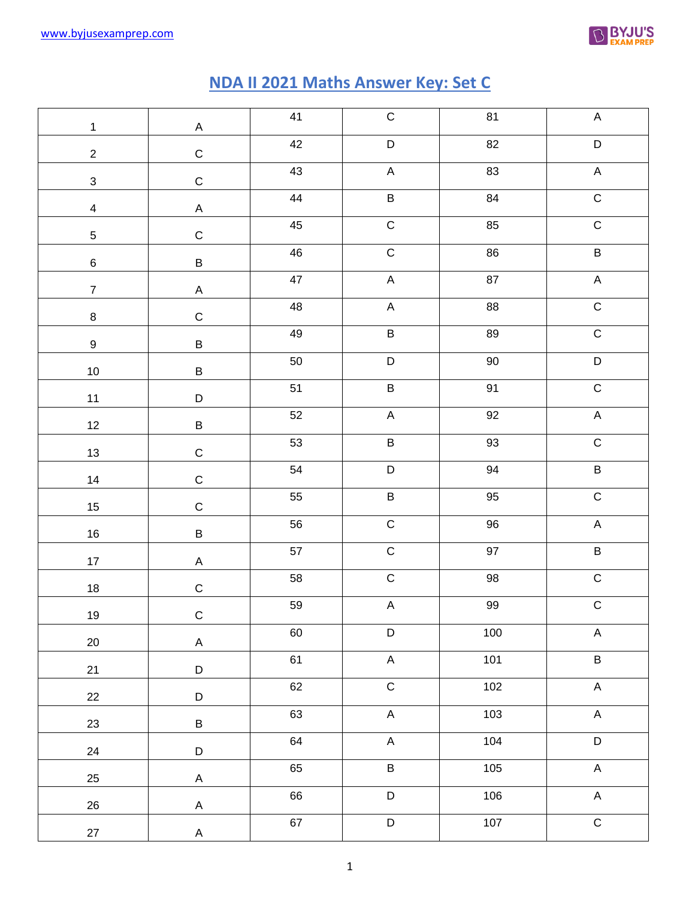# NDA II 2021 Maths Answer Key: Set C

| | | | | | |
|---|---|---|---|---|---|
| 1 | A | 41 | C | 81 | A |
| 2 | C | 42 | D | 82 | D |
| 3 | C | 43 | A | 83 | A |
| 4 | A | 44 | B | 84 | C |
| 5 | C | 45 | C | 85 | C |
| 6 | B | 46 | C | 86 | B |
| 7 | A | 47 | A | 87 | A |
| 8 | C | 48 | A | 88 | C |
| 9 | B | 49 | B | 89 | C |
| 10 | B | 50 | D | 90 | D |
| 11 | D | 51 | B | 91 | C |
| 12 | B | 52 | A | 92 | A |
| 13 | C | 53 | B | 93 | C |
| 14 | C | 54 | D | 94 | B |
| 15 | C | 55 | B | 95 | C |
| 16 | B | 56 | C | 96 | A |
| 17 | A | 57 | C | 97 | B |
| 18 | C | 58 | C | 98 | C |
| 19 | C | 59 | A | 99 | C |
| 20 | A | 60 | D | 100 | A |
| 21 | D | 61 | A | 101 | B |
| 22 | D | 62 | C | 102 | A |
| 23 | B | 63 | A | 103 | A |
| 24 | D | 64 | A | 104 | D |
| 25 | A | 65 | B | 105 | A |
| 26 | A | 66 | D | 106 | A |
| 27 | A | 67 | D | 107 | C |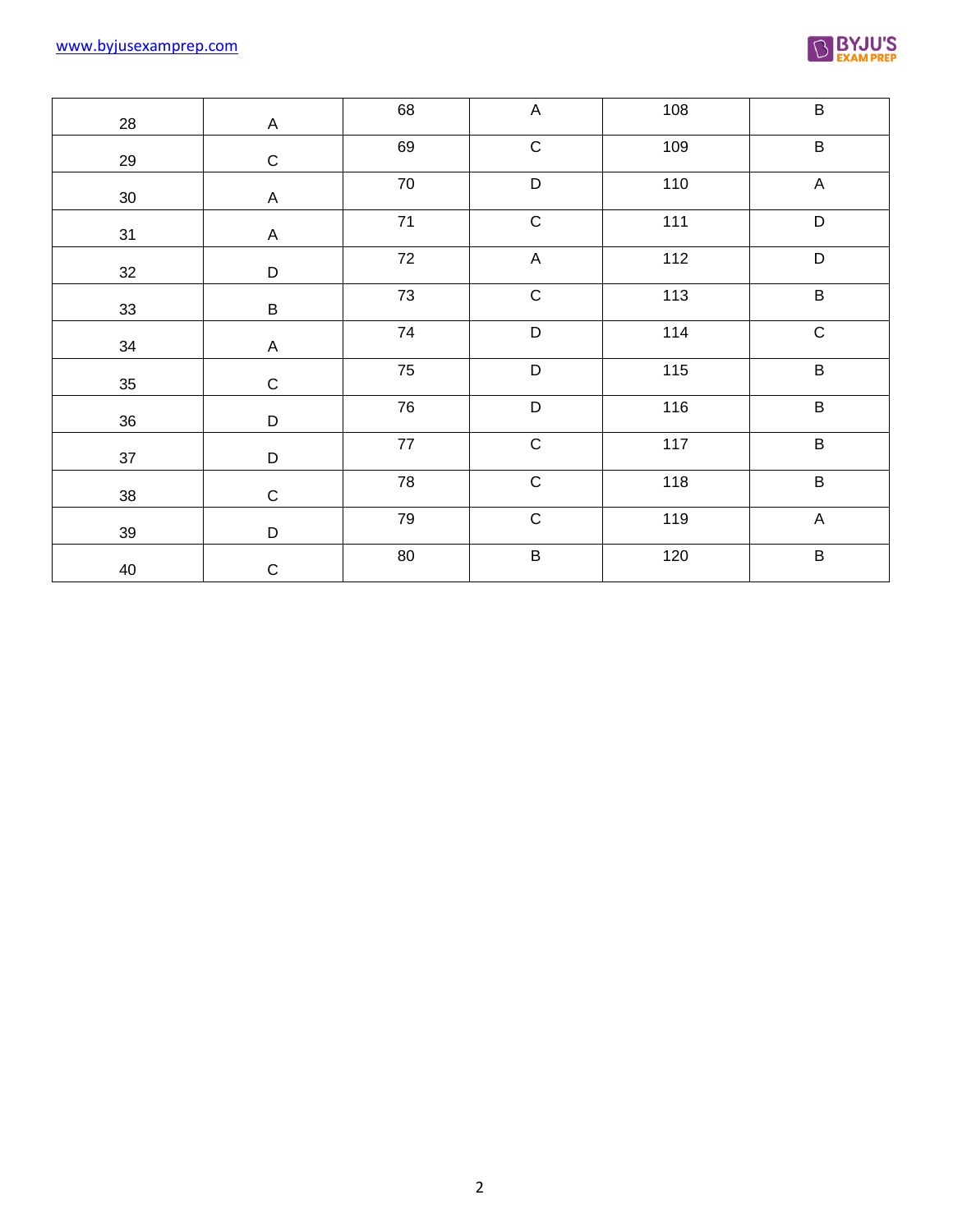| | | | | | |
|---|---|---|---|---|---|
| 28 | A | 68 | A | 108 | B |
| 29 | C | 69 | C | 109 | B |
| 30 | A | 70 | D | 110 | A |
| 31 | A | 71 | C | 111 | D |
| 32 | D | 72 | A | 112 | D |
| 33 | B | 73 | C | 113 | B |
| 34 | A | 74 | D | 114 | C |
| 35 | C | 75 | D | 115 | B |
| 36 | D | 76 | D | 116 | B |
| 37 | D | 77 | C | 117 | B |
| 38 | C | 78 | C | 118 | B |
| 39 | D | 79 | C | 119 | A |
| 40 | C | 80 | B | 120 | B |